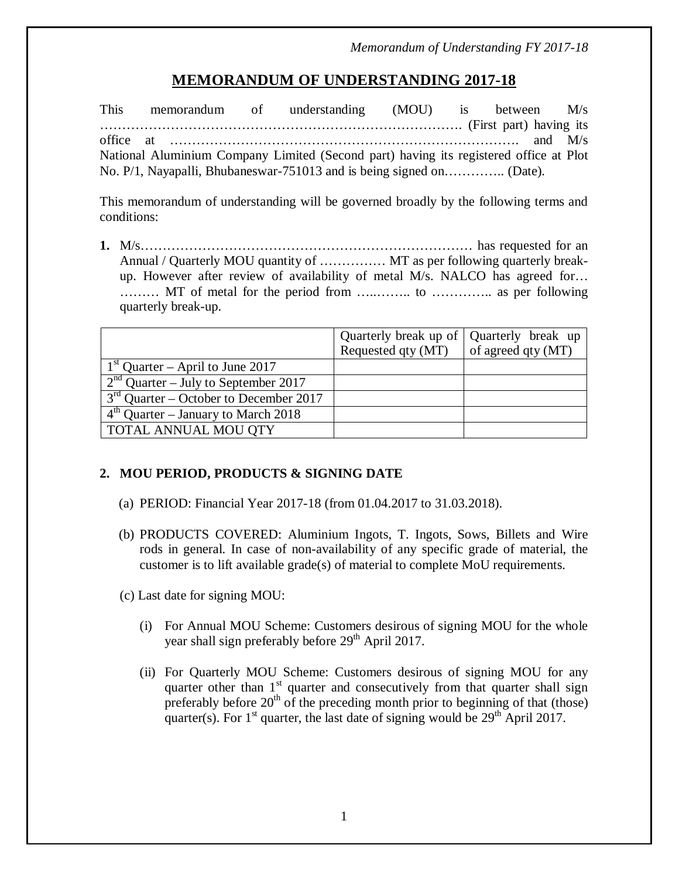# MEMORANDUM OF UNDERSTANDING 2017-18

This memorandum of understanding (MOU) is between M/s ………………………………………………………………………. (First part) having its office at ……………………………………………………………………. and M/s National Aluminium Company Limited (Second part) having its registered office at Plot No. P/1, Nayapalli, Bhubaneswar-751013 and is being signed on………….. (Date).

This memorandum of understanding will be governed broadly by the following terms and conditions:

**1.** M/s………………………………………………………………… has requested for an Annual / Quarterly MOU quantity of …………… MT as per following quarterly break-up. However after review of availability of metal M/s. NALCO has agreed for… ……… MT of metal for the period from ….…….. to ………….. as per following quarterly break-up.

| | Quarterly break up of Requested qty (MT) | Quarterly break up of agreed qty (MT) |
|---|---|---|
| 1st Quarter – April to June 2017 | | |
| 2nd Quarter – July to September 2017 | | |
| 3rd Quarter – October to December 2017 | | |
| 4th Quarter – January to March 2018 | | |
| TOTAL ANNUAL MOU QTY | | |

## 2. MOU PERIOD, PRODUCTS & SIGNING DATE

(a) PERIOD: Financial Year 2017-18 (from 01.04.2017 to 31.03.2018).

(b) PRODUCTS COVERED: Aluminium Ingots, T. Ingots, Sows, Billets and Wire rods in general. In case of non-availability of any specific grade of material, the customer is to lift available grade(s) of material to complete MoU requirements.

(c) Last date for signing MOU:

(i) For Annual MOU Scheme: Customers desirous of signing MOU for the whole year shall sign preferably before 29th April 2017.

(ii) For Quarterly MOU Scheme: Customers desirous of signing MOU for any quarter other than 1st quarter and consecutively from that quarter shall sign preferably before 20th of the preceding month prior to beginning of that (those) quarter(s). For 1st quarter, the last date of signing would be 29th April 2017.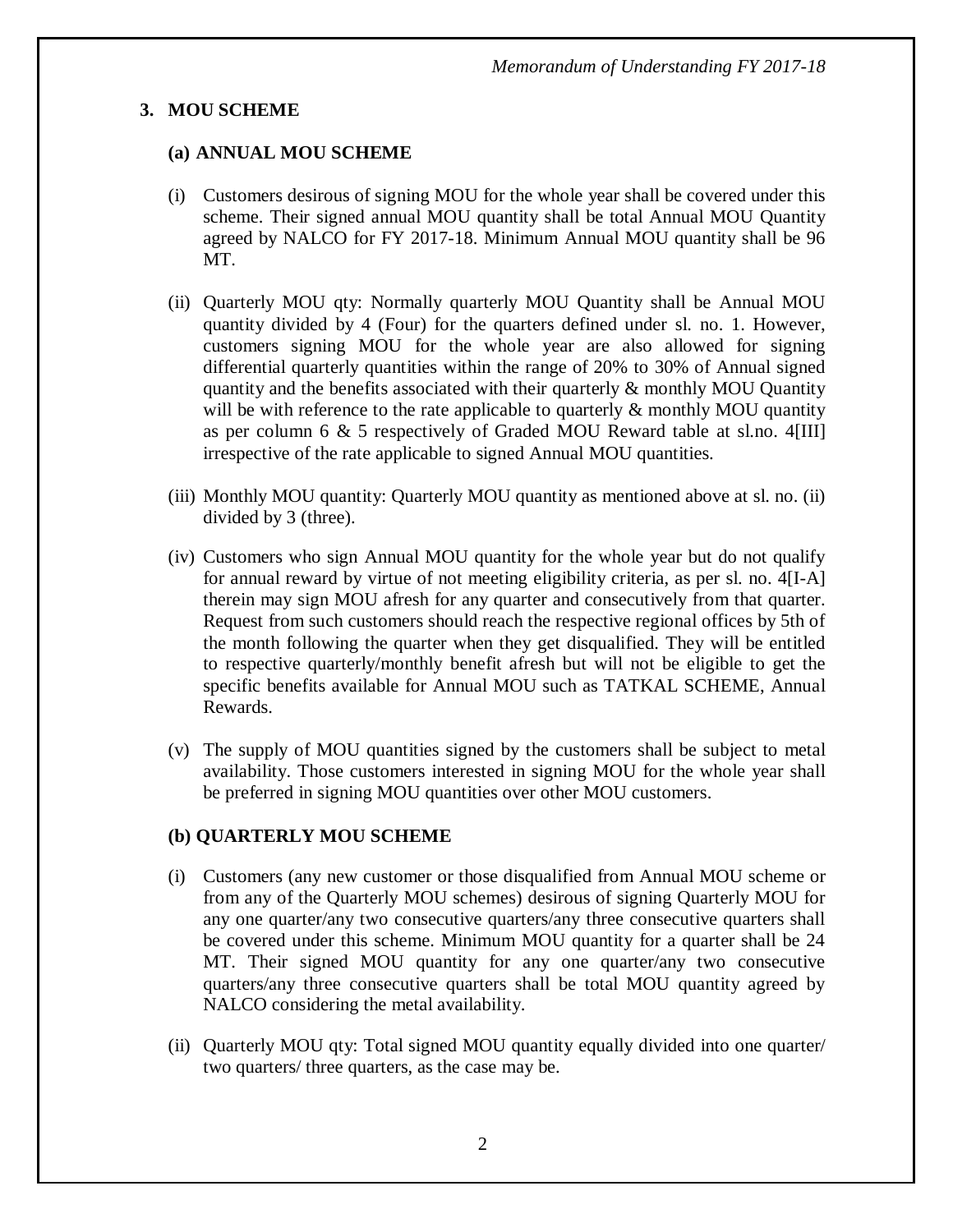## 3. MOU SCHEME

### (a) ANNUAL MOU SCHEME

(i) Customers desirous of signing MOU for the whole year shall be covered under this scheme. Their signed annual MOU quantity shall be total Annual MOU Quantity agreed by NALCO for FY 2017-18. Minimum Annual MOU quantity shall be 96 MT.

(ii) Quarterly MOU qty: Normally quarterly MOU Quantity shall be Annual MOU quantity divided by 4 (Four) for the quarters defined under sl. no. 1. However, customers signing MOU for the whole year are also allowed for signing differential quarterly quantities within the range of 20% to 30% of Annual signed quantity and the benefits associated with their quarterly & monthly MOU Quantity will be with reference to the rate applicable to quarterly & monthly MOU quantity as per column 6 & 5 respectively of Graded MOU Reward table at sl.no. 4[III] irrespective of the rate applicable to signed Annual MOU quantities.

(iii) Monthly MOU quantity: Quarterly MOU quantity as mentioned above at sl. no. (ii) divided by 3 (three).

(iv) Customers who sign Annual MOU quantity for the whole year but do not qualify for annual reward by virtue of not meeting eligibility criteria, as per sl. no. 4[I-A] therein may sign MOU afresh for any quarter and consecutively from that quarter. Request from such customers should reach the respective regional offices by 5th of the month following the quarter when they get disqualified. They will be entitled to respective quarterly/monthly benefit afresh but will not be eligible to get the specific benefits available for Annual MOU such as TATKAL SCHEME, Annual Rewards.

(v) The supply of MOU quantities signed by the customers shall be subject to metal availability. Those customers interested in signing MOU for the whole year shall be preferred in signing MOU quantities over other MOU customers.

### (b) QUARTERLY MOU SCHEME

(i) Customers (any new customer or those disqualified from Annual MOU scheme or from any of the Quarterly MOU schemes) desirous of signing Quarterly MOU for any one quarter/any two consecutive quarters/any three consecutive quarters shall be covered under this scheme. Minimum MOU quantity for a quarter shall be 24 MT. Their signed MOU quantity for any one quarter/any two consecutive quarters/any three consecutive quarters shall be total MOU quantity agreed by NALCO considering the metal availability.

(ii) Quarterly MOU qty: Total signed MOU quantity equally divided into one quarter/ two quarters/ three quarters, as the case may be.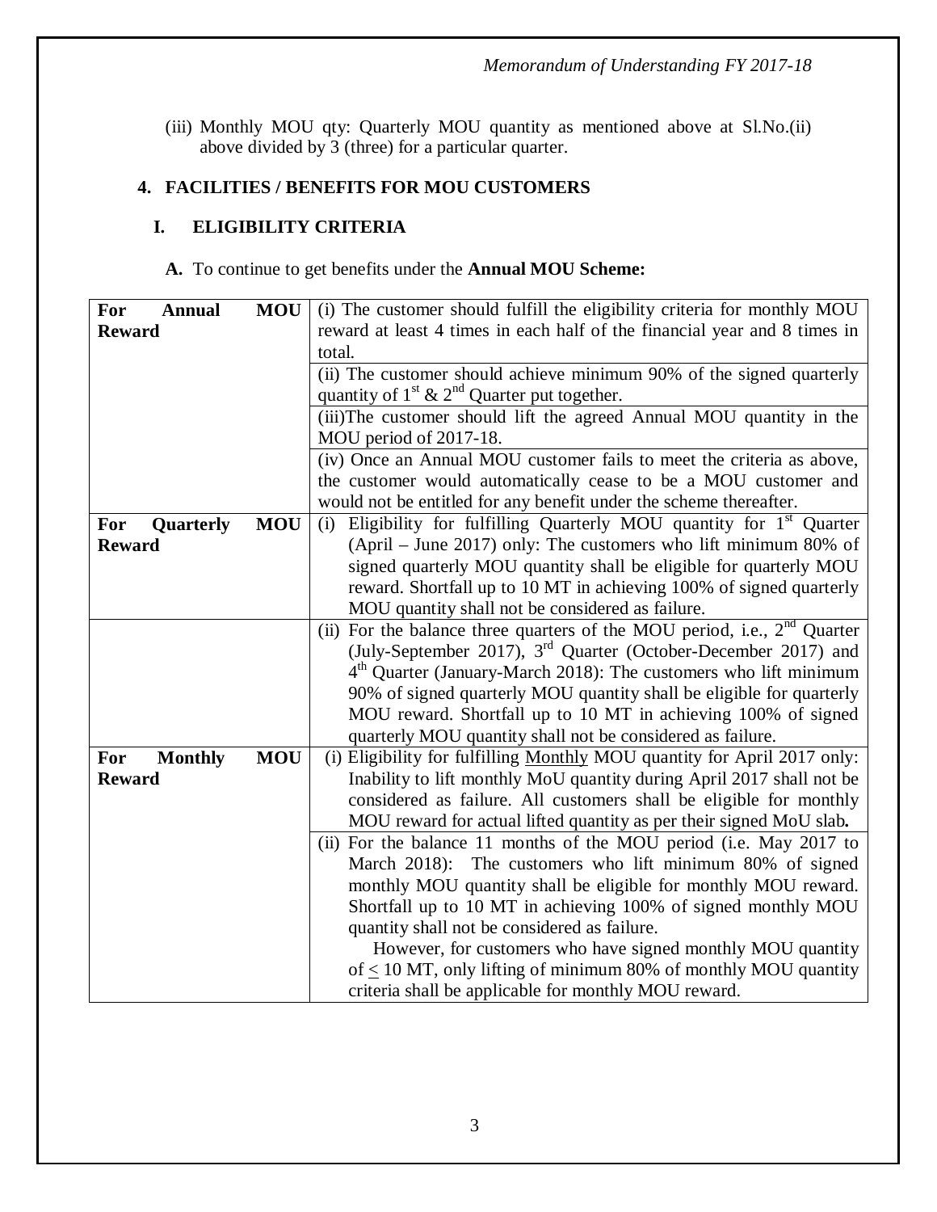(iii) Monthly MOU qty: Quarterly MOU quantity as mentioned above at Sl.No.(ii) above divided by 3 (three) for a particular quarter.

## 4. FACILITIES / BENEFITS FOR MOU CUSTOMERS

### I. ELIGIBILITY CRITERIA

**A.** To continue to get benefits under the **Annual MOU Scheme:**

| | |
|---|---|
| **For Annual MOU Reward** | (i) The customer should fulfill the eligibility criteria for monthly MOU reward at least 4 times in each half of the financial year and 8 times in total. |
| | (ii) The customer should achieve minimum 90% of the signed quarterly quantity of 1st & 2nd Quarter put together. |
| | (iii)The customer should lift the agreed Annual MOU quantity in the MOU period of 2017-18. |
| | (iv) Once an Annual MOU customer fails to meet the criteria as above, the customer would automatically cease to be a MOU customer and would not be entitled for any benefit under the scheme thereafter. |
| **For Quarterly MOU Reward** | (i) Eligibility for fulfilling Quarterly MOU quantity for 1st Quarter (April – June 2017) only: The customers who lift minimum 80% of signed quarterly MOU quantity shall be eligible for quarterly MOU reward. Shortfall up to 10 MT in achieving 100% of signed quarterly MOU quantity shall not be considered as failure. |
| | (ii) For the balance three quarters of the MOU period, i.e., 2nd Quarter (July-September 2017), 3rd Quarter (October-December 2017) and 4th Quarter (January-March 2018): The customers who lift minimum 90% of signed quarterly MOU quantity shall be eligible for quarterly MOU reward. Shortfall up to 10 MT in achieving 100% of signed quarterly MOU quantity shall not be considered as failure. |
| **For Monthly MOU Reward** | (i) Eligibility for fulfilling Monthly MOU quantity for April 2017 only: Inability to lift monthly MoU quantity during April 2017 shall not be considered as failure. All customers shall be eligible for monthly MOU reward for actual lifted quantity as per their signed MoU slab**.** |
| | (ii) For the balance 11 months of the MOU period (i.e. May 2017 to March 2018): The customers who lift minimum 80% of signed monthly MOU quantity shall be eligible for monthly MOU reward. Shortfall up to 10 MT in achieving 100% of signed monthly MOU quantity shall not be considered as failure. However, for customers who have signed monthly MOU quantity of $\leq$ 10 MT, only lifting of minimum 80% of monthly MOU quantity criteria shall be applicable for monthly MOU reward. |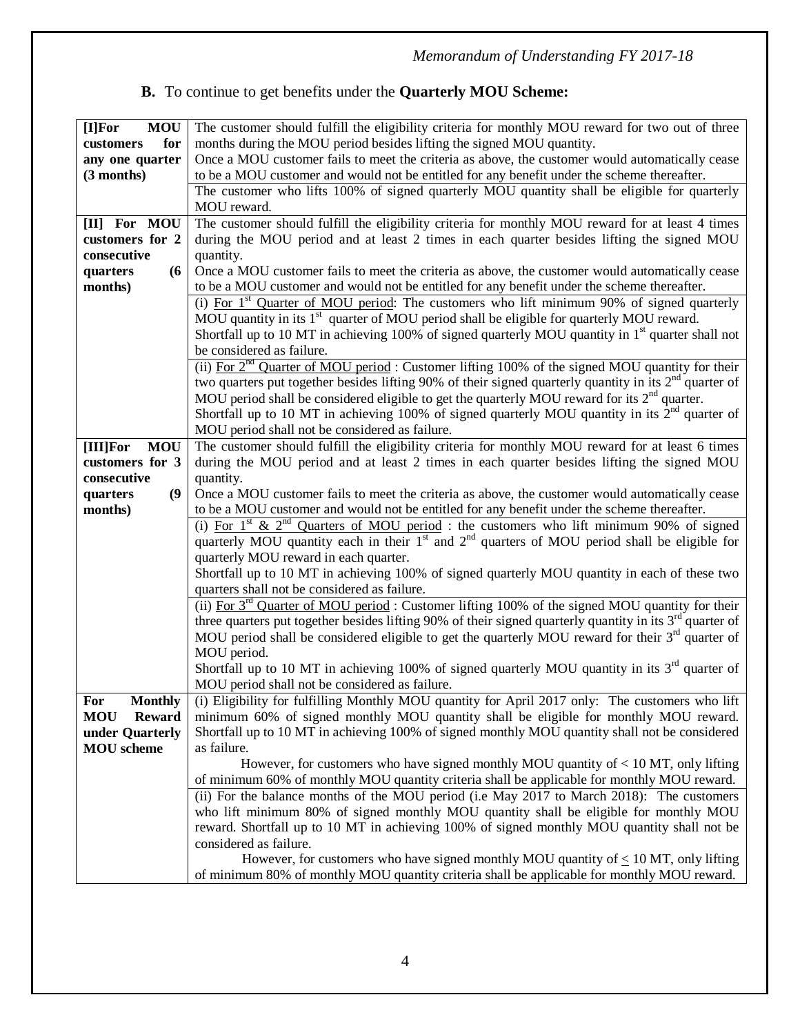**B.** To continue to get benefits under the **Quarterly MOU Scheme:**

| | |
|---|---|
| **[I]For MOU customers for any one quarter (3 months)** | The customer should fulfill the eligibility criteria for monthly MOU reward for two out of three months during the MOU period besides lifting the signed MOU quantity.<br>Once a MOU customer fails to meet the criteria as above, the customer would automatically cease to be a MOU customer and would not be entitled for any benefit under the scheme thereafter. |
| | The customer who lifts 100% of signed quarterly MOU quantity shall be eligible for quarterly MOU reward. |
| **[II] For MOU customers for 2 consecutive quarters (6 months)** | The customer should fulfill the eligibility criteria for monthly MOU reward for at least 4 times during the MOU period and at least 2 times in each quarter besides lifting the signed MOU quantity.<br>Once a MOU customer fails to meet the criteria as above, the customer would automatically cease to be a MOU customer and would not be entitled for any benefit under the scheme thereafter. |
| | (i) <u>For 1st Quarter of MOU period</u>: The customers who lift minimum 90% of signed quarterly MOU quantity in its 1st quarter of MOU period shall be eligible for quarterly MOU reward.<br>Shortfall up to 10 MT in achieving 100% of signed quarterly MOU quantity in 1st quarter shall not be considered as failure. |
| | (ii) <u>For 2nd Quarter of MOU period</u> : Customer lifting 100% of the signed MOU quantity for their two quarters put together besides lifting 90% of their signed quarterly quantity in its 2nd quarter of MOU period shall be considered eligible to get the quarterly MOU reward for its 2nd quarter.<br>Shortfall up to 10 MT in achieving 100% of signed quarterly MOU quantity in its 2nd quarter of MOU period shall not be considered as failure. |
| **[III]For MOU customers for 3 consecutive quarters (9 months)** | The customer should fulfill the eligibility criteria for monthly MOU reward for at least 6 times during the MOU period and at least 2 times in each quarter besides lifting the signed MOU quantity.<br>Once a MOU customer fails to meet the criteria as above, the customer would automatically cease to be a MOU customer and would not be entitled for any benefit under the scheme thereafter. |
| | (i) <u>For 1st & 2nd Quarters of MOU period</u> : the customers who lift minimum 90% of signed quarterly MOU quantity each in their 1st and 2nd quarters of MOU period shall be eligible for quarterly MOU reward in each quarter.<br>Shortfall up to 10 MT in achieving 100% of signed quarterly MOU quantity in each of these two quarters shall not be considered as failure. |
| | (ii) <u>For 3rd Quarter of MOU period</u> : Customer lifting 100% of the signed MOU quantity for their three quarters put together besides lifting 90% of their signed quarterly quantity in its 3rd quarter of MOU period shall be considered eligible to get the quarterly MOU reward for their 3rd quarter of MOU period.<br>Shortfall up to 10 MT in achieving 100% of signed quarterly MOU quantity in its 3rd quarter of MOU period shall not be considered as failure. |
| **For Monthly MOU Reward under Quarterly MOU scheme** | (i) Eligibility for fulfilling Monthly MOU quantity for April 2017 only: The customers who lift minimum 60% of signed monthly MOU quantity shall be eligible for monthly MOU reward. Shortfall up to 10 MT in achieving 100% of signed monthly MOU quantity shall not be considered as failure.<br>However, for customers who have signed monthly MOU quantity of $<$ 10 MT, only lifting of minimum 60% of monthly MOU quantity criteria shall be applicable for monthly MOU reward. |
| | (ii) For the balance months of the MOU period (i.e May 2017 to March 2018): The customers who lift minimum 80% of signed monthly MOU quantity shall be eligible for monthly MOU reward. Shortfall up to 10 MT in achieving 100% of signed monthly MOU quantity shall not be considered as failure.<br>However, for customers who have signed monthly MOU quantity of $\leq$ 10 MT, only lifting of minimum 80% of monthly MOU quantity criteria shall be applicable for monthly MOU reward. |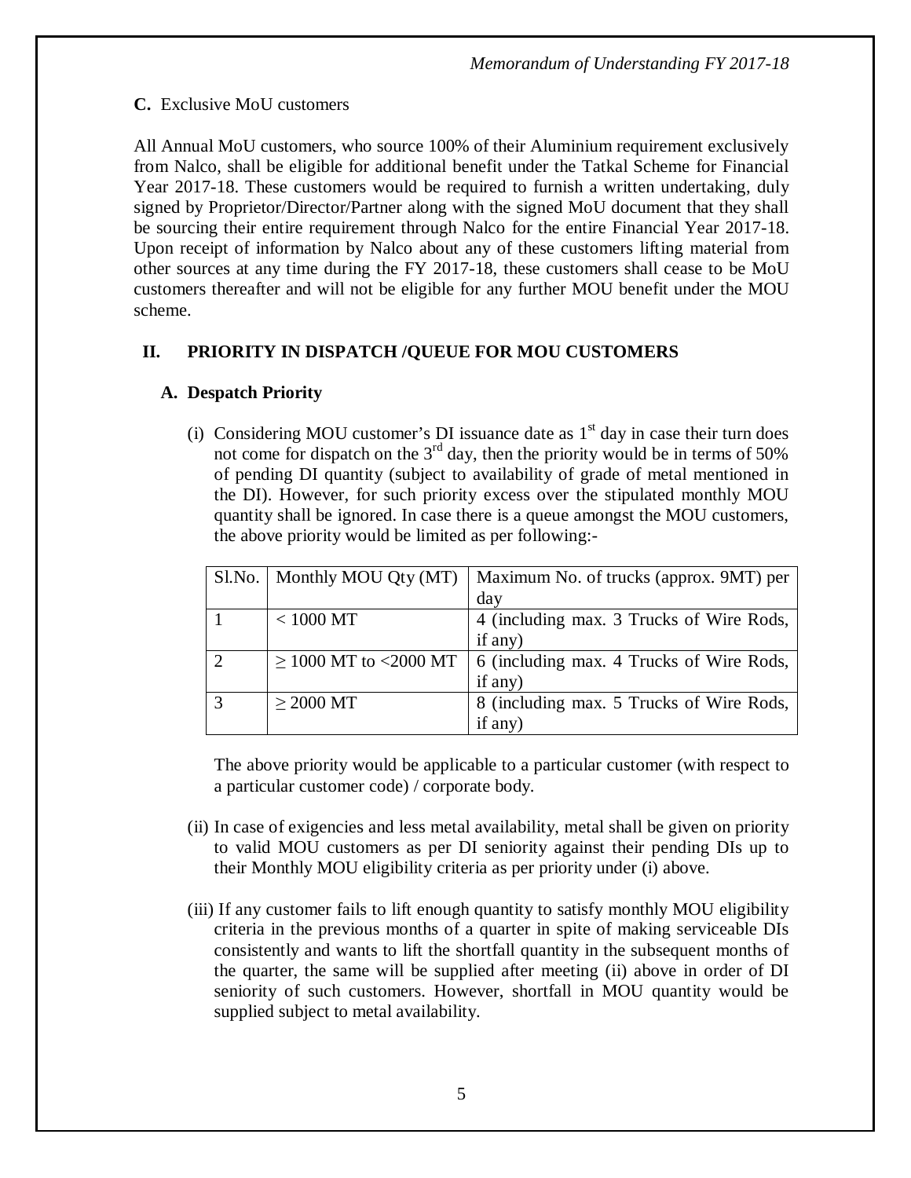**C.** Exclusive MoU customers

All Annual MoU customers, who source 100% of their Aluminium requirement exclusively from Nalco, shall be eligible for additional benefit under the Tatkal Scheme for Financial Year 2017-18. These customers would be required to furnish a written undertaking, duly signed by Proprietor/Director/Partner along with the signed MoU document that they shall be sourcing their entire requirement through Nalco for the entire Financial Year 2017-18. Upon receipt of information by Nalco about any of these customers lifting material from other sources at any time during the FY 2017-18, these customers shall cease to be MoU customers thereafter and will not be eligible for any further MOU benefit under the MOU scheme.

## II. PRIORITY IN DISPATCH /QUEUE FOR MOU CUSTOMERS

### A. Despatch Priority

(i) Considering MOU customer's DI issuance date as 1st day in case their turn does not come for dispatch on the 3rd day, then the priority would be in terms of 50% of pending DI quantity (subject to availability of grade of metal mentioned in the DI). However, for such priority excess over the stipulated monthly MOU quantity shall be ignored. In case there is a queue amongst the MOU customers, the above priority would be limited as per following:-

| Sl.No. | Monthly MOU Qty (MT) | Maximum No. of trucks (approx. 9MT) per day |
|---|---|---|
| 1 | < 1000 MT | 4 (including max. 3 Trucks of Wire Rods, if any) |
| 2 | ≥ 1000 MT to <2000 MT | 6 (including max. 4 Trucks of Wire Rods, if any) |
| 3 | ≥ 2000 MT | 8 (including max. 5 Trucks of Wire Rods, if any) |

The above priority would be applicable to a particular customer (with respect to a particular customer code) / corporate body.

(ii) In case of exigencies and less metal availability, metal shall be given on priority to valid MOU customers as per DI seniority against their pending DIs up to their Monthly MOU eligibility criteria as per priority under (i) above.

(iii) If any customer fails to lift enough quantity to satisfy monthly MOU eligibility criteria in the previous months of a quarter in spite of making serviceable DIs consistently and wants to lift the shortfall quantity in the subsequent months of the quarter, the same will be supplied after meeting (ii) above in order of DI seniority of such customers. However, shortfall in MOU quantity would be supplied subject to metal availability.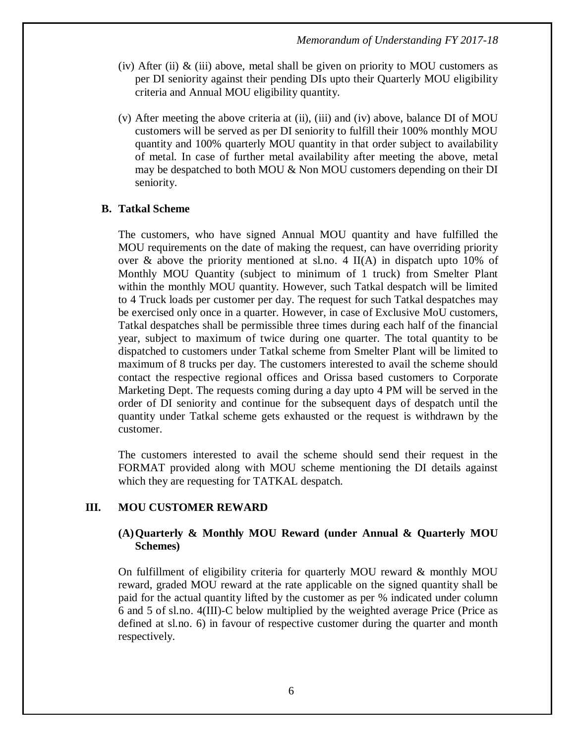(iv) After (ii) & (iii) above, metal shall be given on priority to MOU customers as per DI seniority against their pending DIs upto their Quarterly MOU eligibility criteria and Annual MOU eligibility quantity.

(v) After meeting the above criteria at (ii), (iii) and (iv) above, balance DI of MOU customers will be served as per DI seniority to fulfill their 100% monthly MOU quantity and 100% quarterly MOU quantity in that order subject to availability of metal. In case of further metal availability after meeting the above, metal may be despatched to both MOU & Non MOU customers depending on their DI seniority.

### B. Tatkal Scheme

The customers, who have signed Annual MOU quantity and have fulfilled the MOU requirements on the date of making the request, can have overriding priority over & above the priority mentioned at sl.no. 4 II(A) in dispatch upto 10% of Monthly MOU Quantity (subject to minimum of 1 truck) from Smelter Plant within the monthly MOU quantity. However, such Tatkal despatch will be limited to 4 Truck loads per customer per day. The request for such Tatkal despatches may be exercised only once in a quarter. However, in case of Exclusive MoU customers, Tatkal despatches shall be permissible three times during each half of the financial year, subject to maximum of twice during one quarter. The total quantity to be dispatched to customers under Tatkal scheme from Smelter Plant will be limited to maximum of 8 trucks per day. The customers interested to avail the scheme should contact the respective regional offices and Orissa based customers to Corporate Marketing Dept. The requests coming during a day upto 4 PM will be served in the order of DI seniority and continue for the subsequent days of despatch until the quantity under Tatkal scheme gets exhausted or the request is withdrawn by the customer.

The customers interested to avail the scheme should send their request in the FORMAT provided along with MOU scheme mentioning the DI details against which they are requesting for TATKAL despatch.

## III. MOU CUSTOMER REWARD

### (A) Quarterly & Monthly MOU Reward (under Annual & Quarterly MOU Schemes)

On fulfillment of eligibility criteria for quarterly MOU reward & monthly MOU reward, graded MOU reward at the rate applicable on the signed quantity shall be paid for the actual quantity lifted by the customer as per % indicated under column 6 and 5 of sl.no. 4(III)-C below multiplied by the weighted average Price (Price as defined at sl.no. 6) in favour of respective customer during the quarter and month respectively.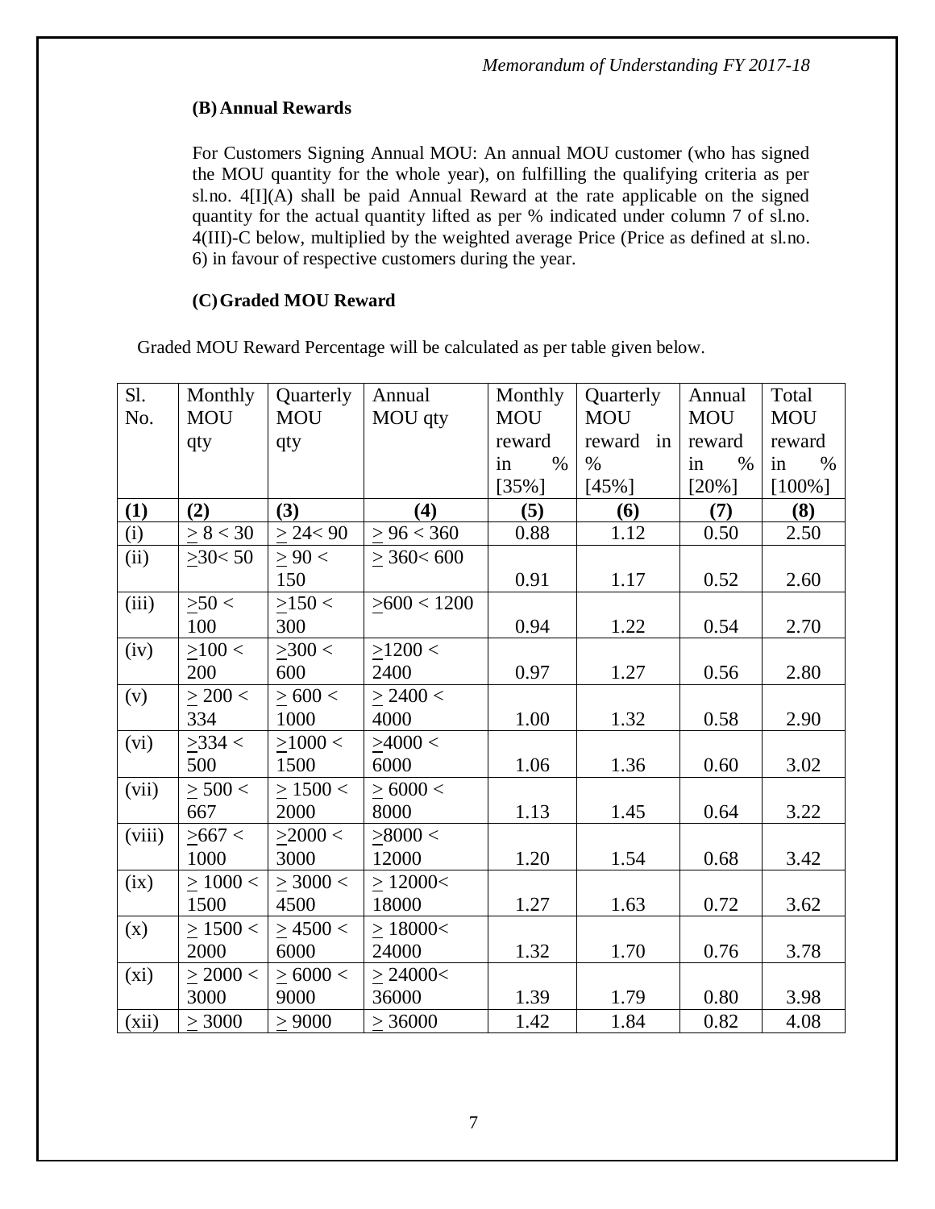### (B) Annual Rewards

For Customers Signing Annual MOU: An annual MOU customer (who has signed the MOU quantity for the whole year), on fulfilling the qualifying criteria as per sl.no. 4[I](A) shall be paid Annual Reward at the rate applicable on the signed quantity for the actual quantity lifted as per % indicated under column 7 of sl.no. 4(III)-C below, multiplied by the weighted average Price (Price as defined at sl.no. 6) in favour of respective customers during the year.

### (C) Graded MOU Reward

Graded MOU Reward Percentage will be calculated as per table given below.

| Sl. No. | Monthly MOU qty | Quarterly MOU qty | Annual MOU qty | Monthly MOU reward in % [35%] | Quarterly MOU reward in % [45%] | Annual MOU reward in % [20%] | Total MOU reward in % [100%] |
|---|---|---|---|---|---|---|---|
| **(1)** | **(2)** | **(3)** | **(4)** | **(5)** | **(6)** | **(7)** | **(8)** |
| (i) | ≥ 8 < 30 | ≥ 24< 90 | ≥ 96 < 360 | 0.88 | 1.12 | 0.50 | 2.50 |
| (ii) | ≥30< 50 | ≥ 90 < 150 | ≥ 360< 600 | 0.91 | 1.17 | 0.52 | 2.60 |
| (iii) | ≥50 < 100 | ≥150 < 300 | ≥600 < 1200 | 0.94 | 1.22 | 0.54 | 2.70 |
| (iv) | ≥100 < 200 | ≥300 < 600 | ≥1200 < 2400 | 0.97 | 1.27 | 0.56 | 2.80 |
| (v) | ≥ 200 < 334 | ≥ 600 < 1000 | ≥ 2400 < 4000 | 1.00 | 1.32 | 0.58 | 2.90 |
| (vi) | ≥334 < 500 | ≥1000 < 1500 | ≥4000 < 6000 | 1.06 | 1.36 | 0.60 | 3.02 |
| (vii) | ≥ 500 < 667 | ≥ 1500 < 2000 | ≥ 6000 < 8000 | 1.13 | 1.45 | 0.64 | 3.22 |
| (viii) | ≥667 < 1000 | ≥2000 < 3000 | ≥8000 < 12000 | 1.20 | 1.54 | 0.68 | 3.42 |
| (ix) | ≥ 1000 < 1500 | ≥ 3000 < 4500 | ≥ 12000< 18000 | 1.27 | 1.63 | 0.72 | 3.62 |
| (x) | ≥ 1500 < 2000 | ≥ 4500 < 6000 | ≥ 18000< 24000 | 1.32 | 1.70 | 0.76 | 3.78 |
| (xi) | ≥ 2000 < 3000 | ≥ 6000 < 9000 | ≥ 24000< 36000 | 1.39 | 1.79 | 0.80 | 3.98 |
| (xii) | ≥ 3000 | ≥ 9000 | ≥ 36000 | 1.42 | 1.84 | 0.82 | 4.08 |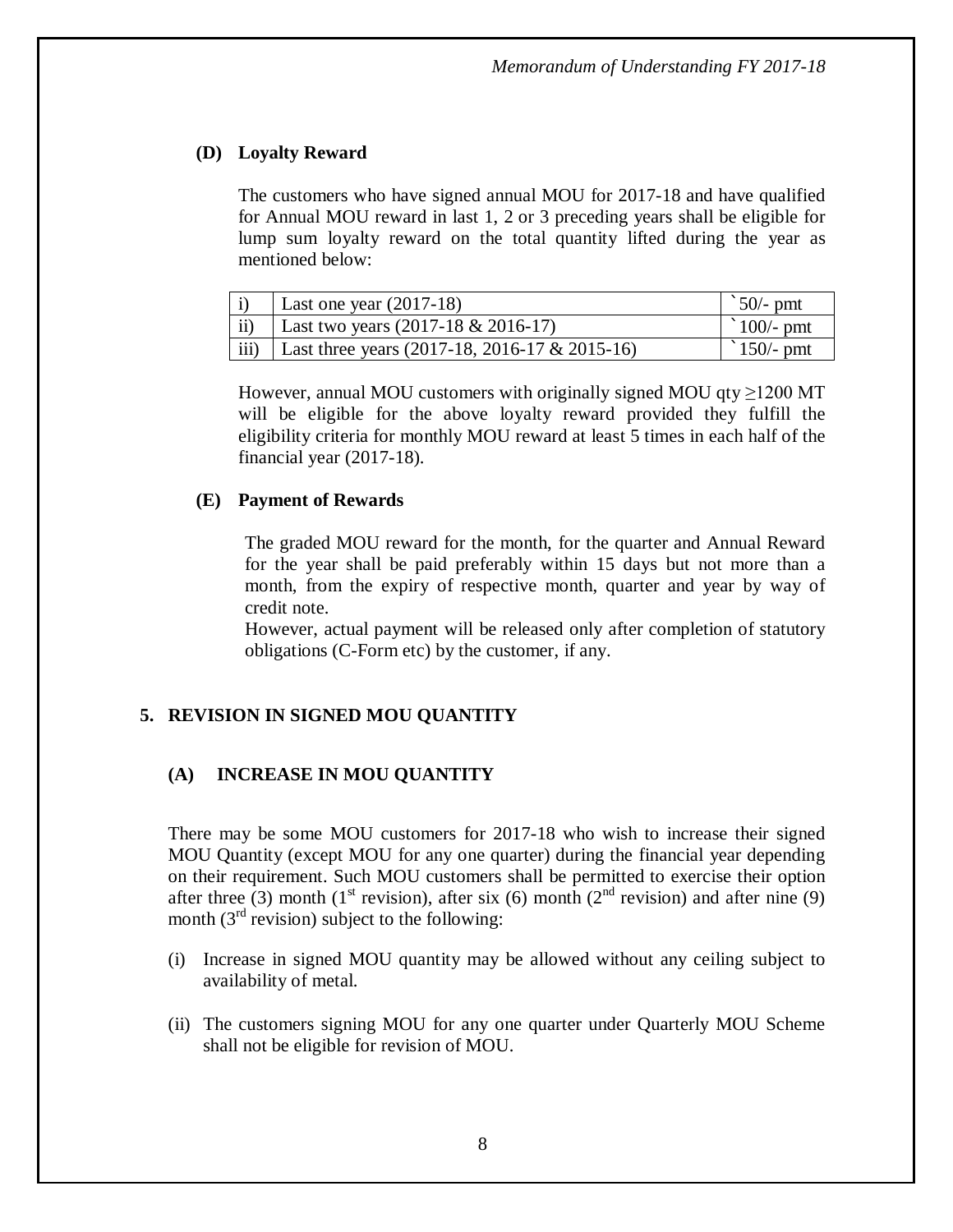### (D) Loyalty Reward

The customers who have signed annual MOU for 2017-18 and have qualified for Annual MOU reward in last 1, 2 or 3 preceding years shall be eligible for lump sum loyalty reward on the total quantity lifted during the year as mentioned below:

| | | |
|---|---|---|
| i) | Last one year (2017-18) | `50/- pmt |
| ii) | Last two years (2017-18 & 2016-17) | `100/- pmt |
| iii) | Last three years (2017-18, 2016-17 & 2015-16) | `150/- pmt |

However, annual MOU customers with originally signed MOU qty ≥1200 MT will be eligible for the above loyalty reward provided they fulfill the eligibility criteria for monthly MOU reward at least 5 times in each half of the financial year (2017-18).

### (E) Payment of Rewards

The graded MOU reward for the month, for the quarter and Annual Reward for the year shall be paid preferably within 15 days but not more than a month, from the expiry of respective month, quarter and year by way of credit note.

However, actual payment will be released only after completion of statutory obligations (C-Form etc) by the customer, if any.

## 5. REVISION IN SIGNED MOU QUANTITY

### (A) INCREASE IN MOU QUANTITY

There may be some MOU customers for 2017-18 who wish to increase their signed MOU Quantity (except MOU for any one quarter) during the financial year depending on their requirement. Such MOU customers shall be permitted to exercise their option after three (3) month (1st revision), after six (6) month (2nd revision) and after nine (9) month (3rd revision) subject to the following:

(i) Increase in signed MOU quantity may be allowed without any ceiling subject to availability of metal.

(ii) The customers signing MOU for any one quarter under Quarterly MOU Scheme shall not be eligible for revision of MOU.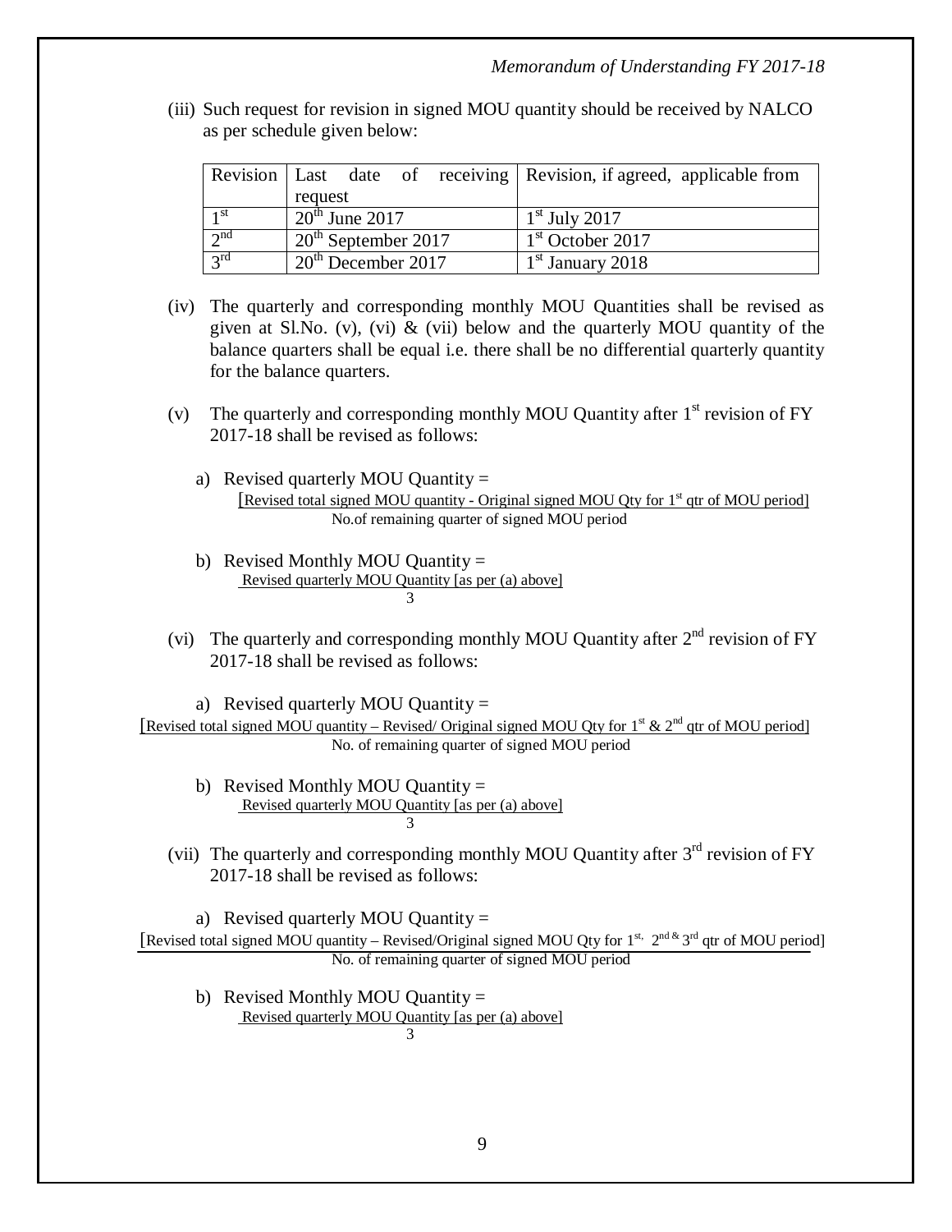(iii) Such request for revision in signed MOU quantity should be received by NALCO as per schedule given below:

| Revision | Last date of receiving request | Revision, if agreed, applicable from |
|---|---|---|
| 1st | 20th June 2017 | 1st July 2017 |
| 2nd | 20th September 2017 | 1st October 2017 |
| 3rd | 20th December 2017 | 1st January 2018 |

(iv) The quarterly and corresponding monthly MOU Quantities shall be revised as given at Sl.No. (v), (vi) & (vii) below and the quarterly MOU quantity of the balance quarters shall be equal i.e. there shall be no differential quarterly quantity for the balance quarters.

(v) The quarterly and corresponding monthly MOU Quantity after 1st revision of FY 2017-18 shall be revised as follows:

a) Revised quarterly MOU Quantity =

$$\frac{\text{[Revised total signed MOU quantity - Original signed MOU Qty for 1st qtr of MOU period]}}{\text{No.of remaining quarter of signed MOU period}}$$

b) Revised Monthly MOU Quantity =

$$\frac{\text{Revised quarterly MOU Quantity [as per (a) above]}}{3}$$

(vi) The quarterly and corresponding monthly MOU Quantity after 2nd revision of FY 2017-18 shall be revised as follows:

a) Revised quarterly MOU Quantity =

$$\frac{\text{[Revised total signed MOU quantity – Revised/ Original signed MOU Qty for 1st \& 2nd qtr of MOU period]}}{\text{No. of remaining quarter of signed MOU period}}$$

b) Revised Monthly MOU Quantity =

$$\frac{\text{Revised quarterly MOU Quantity [as per (a) above]}}{3}$$

(vii) The quarterly and corresponding monthly MOU Quantity after 3rd revision of FY 2017-18 shall be revised as follows:

a) Revised quarterly MOU Quantity =

$$\frac{\text{[Revised total signed MOU quantity – Revised/Original signed MOU Qty for 1st, 2nd \& 3rd qtr of MOU period]}}{\text{No. of remaining quarter of signed MOU period}}$$

b) Revised Monthly MOU Quantity =

$$\frac{\text{Revised quarterly MOU Quantity [as per (a) above]}}{3}$$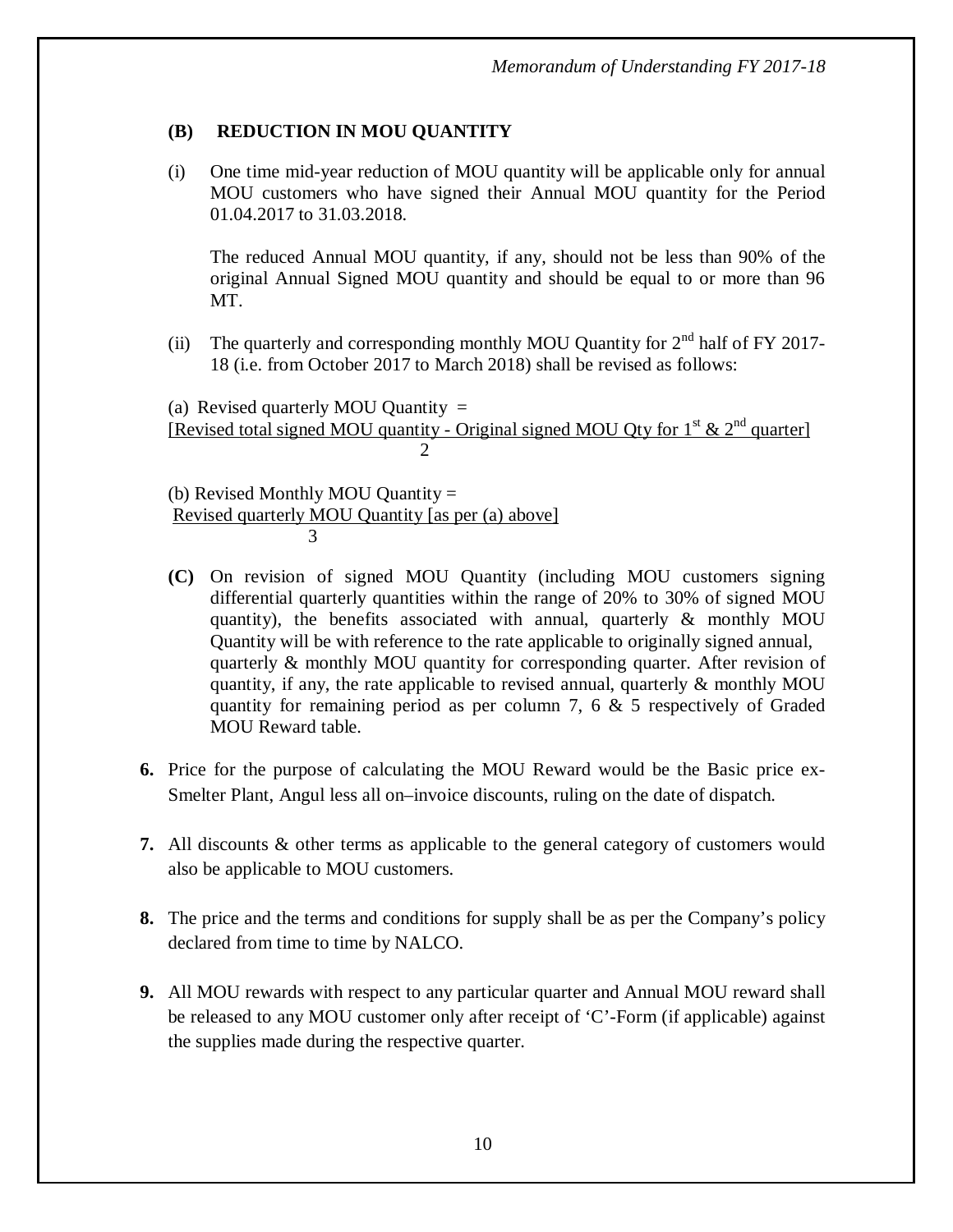### (B) REDUCTION IN MOU QUANTITY

(i) One time mid-year reduction of MOU quantity will be applicable only for annual MOU customers who have signed their Annual MOU quantity for the Period 01.04.2017 to 31.03.2018.

The reduced Annual MOU quantity, if any, should not be less than 90% of the original Annual Signed MOU quantity and should be equal to or more than 96 MT.

(ii) The quarterly and corresponding monthly MOU Quantity for 2nd half of FY 2017-18 (i.e. from October 2017 to March 2018) shall be revised as follows:

(a) Revised quarterly MOU Quantity =

$$\frac{\text{[Revised total signed MOU quantity - Original signed MOU Qty for } 1^{st} \text{ \& } 2^{nd} \text{ quarter]}}{2}$$

(b) Revised Monthly MOU Quantity =

$$\frac{\text{Revised quarterly MOU Quantity [as per (a) above]}}{3}$$

**(C)** On revision of signed MOU Quantity (including MOU customers signing differential quarterly quantities within the range of 20% to 30% of signed MOU quantity), the benefits associated with annual, quarterly & monthly MOU Quantity will be with reference to the rate applicable to originally signed annual, quarterly & monthly MOU quantity for corresponding quarter. After revision of quantity, if any, the rate applicable to revised annual, quarterly & monthly MOU quantity for remaining period as per column 7, 6 & 5 respectively of Graded MOU Reward table.

**6.** Price for the purpose of calculating the MOU Reward would be the Basic price ex-Smelter Plant, Angul less all on–invoice discounts, ruling on the date of dispatch.

**7.** All discounts & other terms as applicable to the general category of customers would also be applicable to MOU customers.

**8.** The price and the terms and conditions for supply shall be as per the Company's policy declared from time to time by NALCO.

**9.** All MOU rewards with respect to any particular quarter and Annual MOU reward shall be released to any MOU customer only after receipt of 'C'-Form (if applicable) against the supplies made during the respective quarter.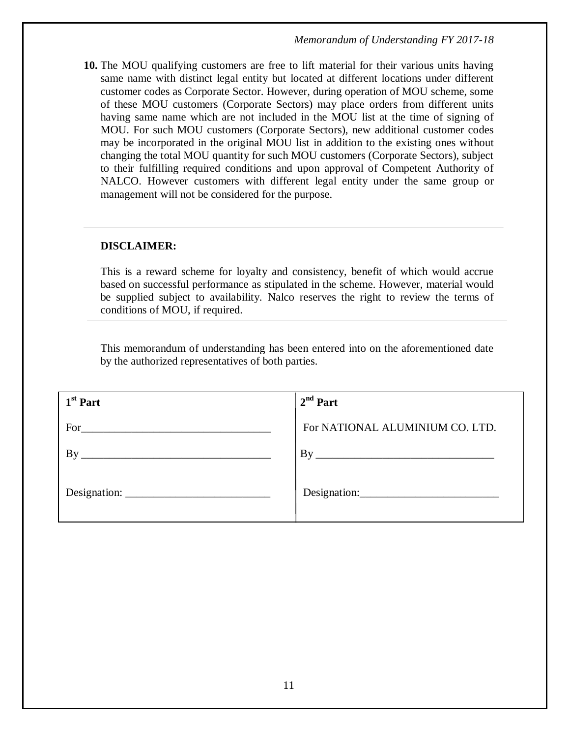10. The MOU qualifying customers are free to lift material for their various units having same name with distinct legal entity but located at different locations under different customer codes as Corporate Sector. However, during operation of MOU scheme, some of these MOU customers (Corporate Sectors) may place orders from different units having same name which are not included in the MOU list at the time of signing of MOU. For such MOU customers (Corporate Sectors), new additional customer codes may be incorporated in the original MOU list in addition to the existing ones without changing the total MOU quantity for such MOU customers (Corporate Sectors), subject to their fulfilling required conditions and upon approval of Competent Authority of NALCO. However customers with different legal entity under the same group or management will not be considered for the purpose.

---

**DISCLAIMER:**

This is a reward scheme for loyalty and consistency, benefit of which would accrue based on successful performance as stipulated in the scheme. However, material would be supplied subject to availability. Nalco reserves the right to review the terms of conditions of MOU, if required.

---

This memorandum of understanding has been entered into on the aforementioned date by the authorized representatives of both parties.

| 1st Part | 2nd Part |
|---|---|
| For__________________________________ | For NATIONAL ALUMINIUM CO. LTD. |
| By __________________________________ | By _______________________________ |
| Designation: __________________________ | Designation:_________________________ |